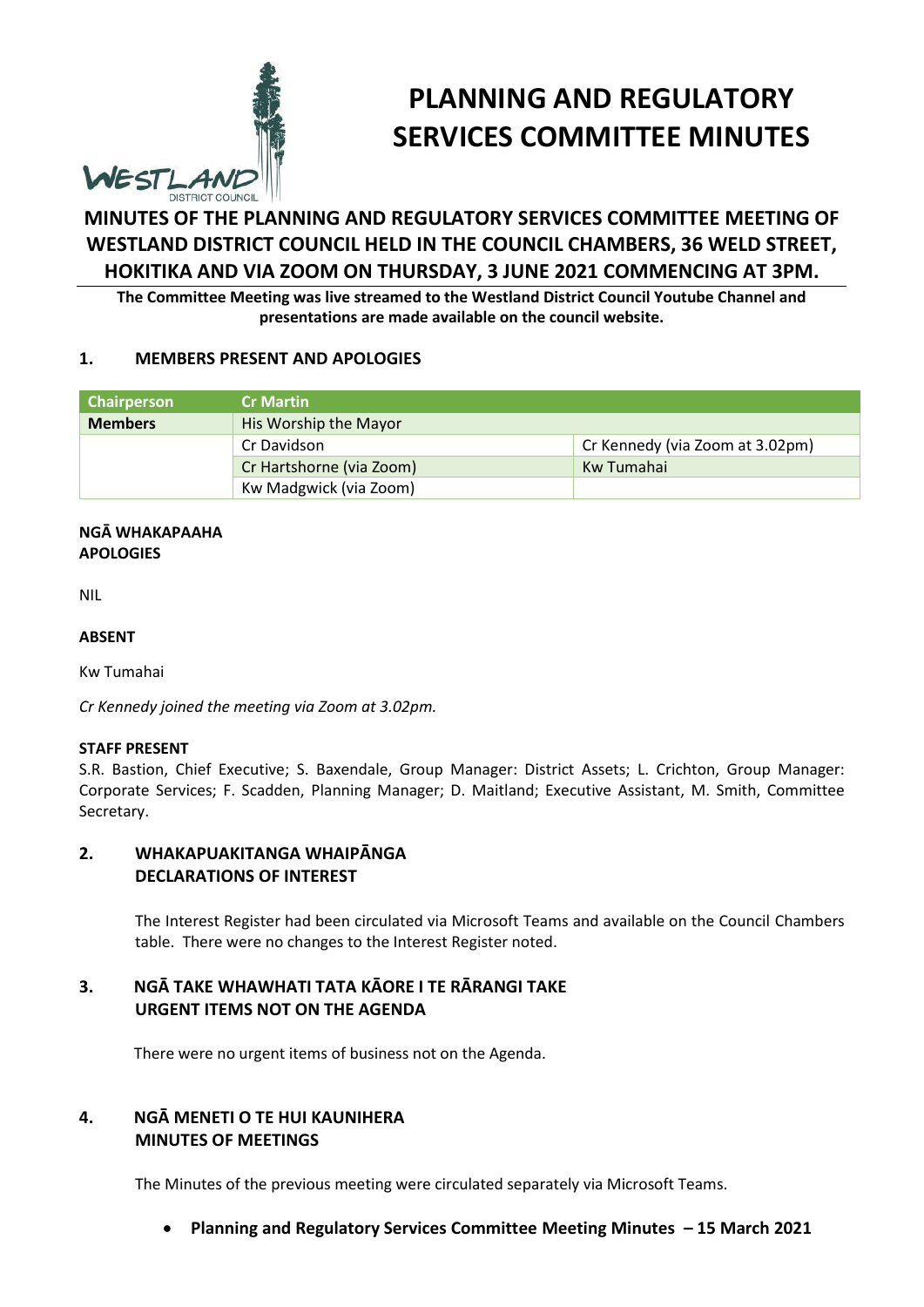# PLANNING AND REGULATORY SERVICES COMMITTEE MINUTES

## MINUTES OF THE PLANNING AND REGULATORY SERVICES COMMITTEE MEETING OF WESTLAND DISTRICT COUNCIL HELD IN THE COUNCIL CHAMBERS, 36 WELD STREET, HOKITIKA AND VIA ZOOM ON THURSDAY, 3 JUNE 2021 COMMENCING AT 3PM.

**The Committee Meeting was live streamed to the Westland District Council Youtube Channel and presentations are made available on the council website.**

### 1. MEMBERS PRESENT AND APOLOGIES

| Chairperson | Cr Martin | |
|---|---|---|
| **Members** | His Worship the Mayor | |
| | Cr Davidson | Cr Kennedy (via Zoom at 3.02pm) |
| | Cr Hartshorne (via Zoom) | Kw Tumahai |
| | Kw Madgwick (via Zoom) | |

**NGĀ WHAKAPAAHA**
**APOLOGIES**

NIL

**ABSENT**

Kw Tumahai

*Cr Kennedy joined the meeting via Zoom at 3.02pm.*

**STAFF PRESENT**

S.R. Bastion, Chief Executive; S. Baxendale, Group Manager: District Assets; L. Crichton, Group Manager: Corporate Services; F. Scadden, Planning Manager; D. Maitland; Executive Assistant, M. Smith, Committee Secretary.

### 2. WHAKAPUAKITANGA WHAIPĀNGA
### DECLARATIONS OF INTEREST

The Interest Register had been circulated via Microsoft Teams and available on the Council Chambers table. There were no changes to the Interest Register noted.

### 3. NGĀ TAKE WHAWHATI TATA KĀORE I TE RĀRANGI TAKE
### URGENT ITEMS NOT ON THE AGENDA

There were no urgent items of business not on the Agenda.

### 4. NGĀ MENETI O TE HUI KAUNIHERA
### MINUTES OF MEETINGS

The Minutes of the previous meeting were circulated separately via Microsoft Teams.

- **Planning and Regulatory Services Committee Meeting Minutes – 15 March 2021**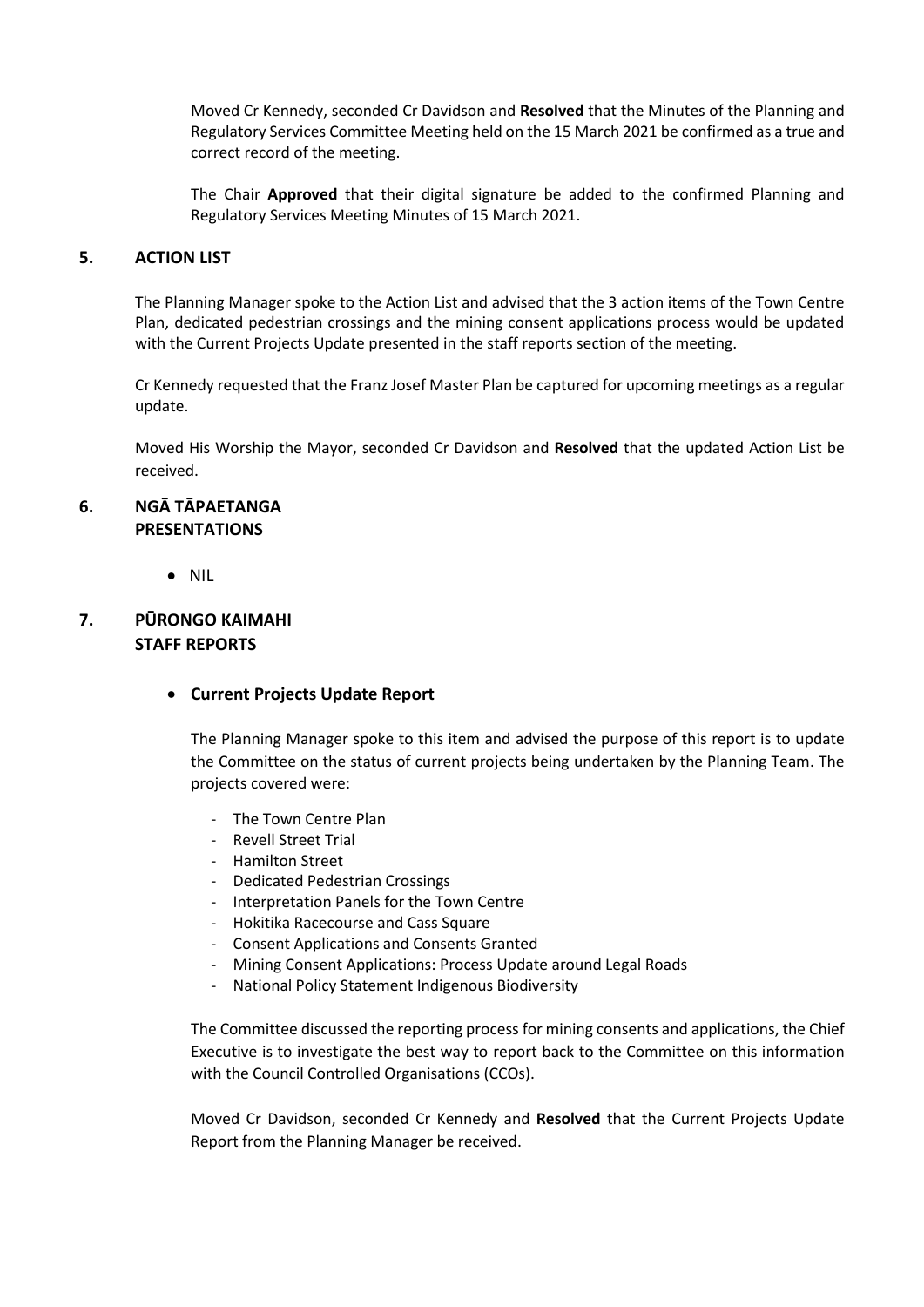Moved Cr Kennedy, seconded Cr Davidson and **Resolved** that the Minutes of the Planning and Regulatory Services Committee Meeting held on the 15 March 2021 be confirmed as a true and correct record of the meeting.

The Chair **Approved** that their digital signature be added to the confirmed Planning and Regulatory Services Meeting Minutes of 15 March 2021.

## 5. ACTION LIST

The Planning Manager spoke to the Action List and advised that the 3 action items of the Town Centre Plan, dedicated pedestrian crossings and the mining consent applications process would be updated with the Current Projects Update presented in the staff reports section of the meeting.

Cr Kennedy requested that the Franz Josef Master Plan be captured for upcoming meetings as a regular update.

Moved His Worship the Mayor, seconded Cr Davidson and **Resolved** that the updated Action List be received.

## 6. NGĀ TĀPAETANGA PRESENTATIONS

- NIL

## 7. PŪRONGO KAIMAHI STAFF REPORTS

- **Current Projects Update Report**

The Planning Manager spoke to this item and advised the purpose of this report is to update the Committee on the status of current projects being undertaken by the Planning Team. The projects covered were:

- The Town Centre Plan
- Revell Street Trial
- Hamilton Street
- Dedicated Pedestrian Crossings
- Interpretation Panels for the Town Centre
- Hokitika Racecourse and Cass Square
- Consent Applications and Consents Granted
- Mining Consent Applications: Process Update around Legal Roads
- National Policy Statement Indigenous Biodiversity

The Committee discussed the reporting process for mining consents and applications, the Chief Executive is to investigate the best way to report back to the Committee on this information with the Council Controlled Organisations (CCOs).

Moved Cr Davidson, seconded Cr Kennedy and **Resolved** that the Current Projects Update Report from the Planning Manager be received.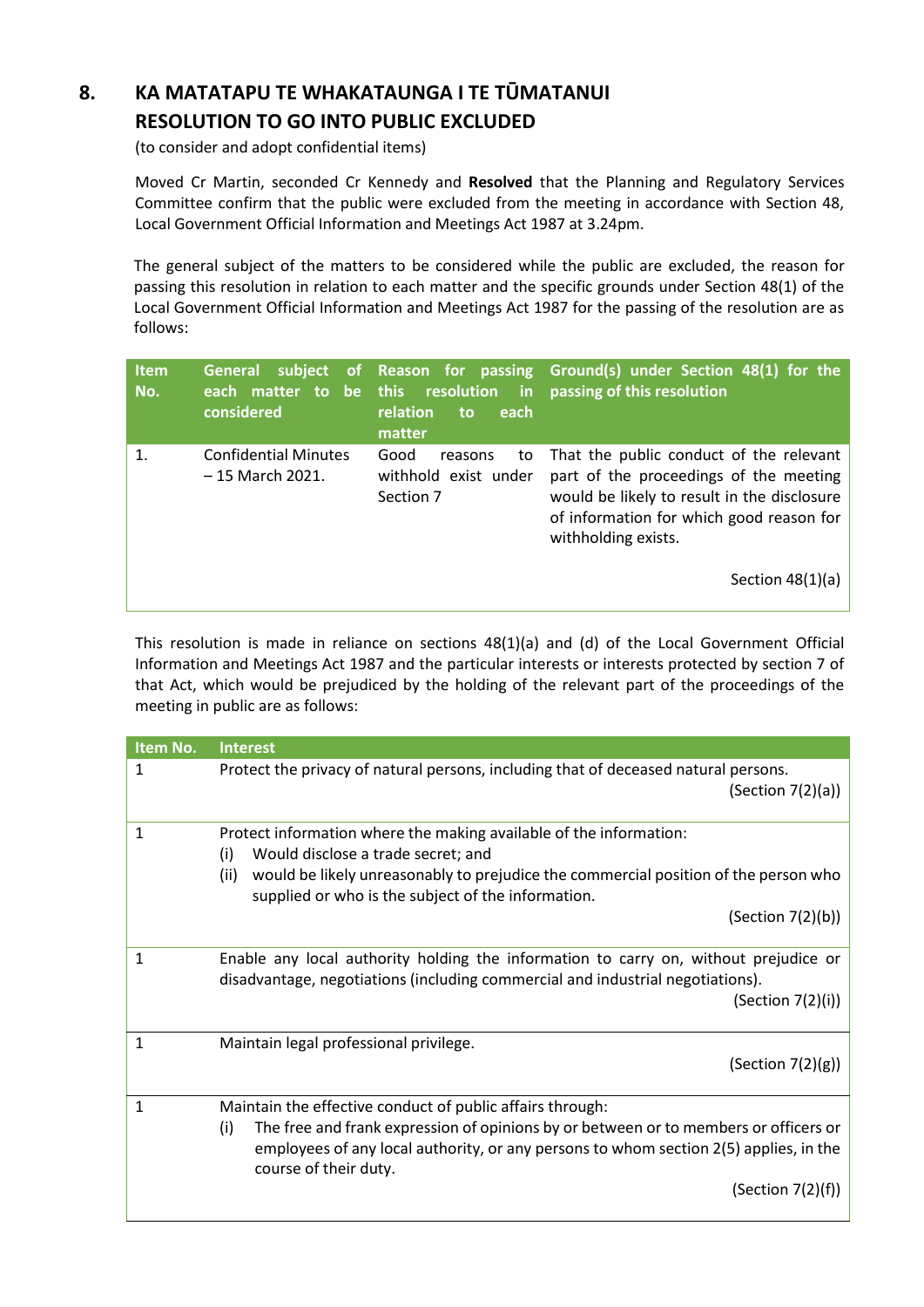## 8. KA MATATAPU TE WHAKATAUNGA I TE TŪMATANUI RESOLUTION TO GO INTO PUBLIC EXCLUDED

(to consider and adopt confidential items)

Moved Cr Martin, seconded Cr Kennedy and **Resolved** that the Planning and Regulatory Services Committee confirm that the public were excluded from the meeting in accordance with Section 48, Local Government Official Information and Meetings Act 1987 at 3.24pm.

The general subject of the matters to be considered while the public are excluded, the reason for passing this resolution in relation to each matter and the specific grounds under Section 48(1) of the Local Government Official Information and Meetings Act 1987 for the passing of the resolution are as follows:

| Item No. | General subject of each matter to be considered | Reason for passing this resolution in relation to each matter | Ground(s) under Section 48(1) for the passing of this resolution |
|---|---|---|---|
| 1. | Confidential Minutes – 15 March 2021. | Good reasons to withhold exist under Section 7 | That the public conduct of the relevant part of the proceedings of the meeting would be likely to result in the disclosure of information for which good reason for withholding exists. Section 48(1)(a) |

This resolution is made in reliance on sections 48(1)(a) and (d) of the Local Government Official Information and Meetings Act 1987 and the particular interests or interests protected by section 7 of that Act, which would be prejudiced by the holding of the relevant part of the proceedings of the meeting in public are as follows:

| Item No. | Interest |
|---|---|
| 1 | Protect the privacy of natural persons, including that of deceased natural persons. (Section 7(2)(a)) |
| 1 | Protect information where the making available of the information: (i) Would disclose a trade secret; and (ii) would be likely unreasonably to prejudice the commercial position of the person who supplied or who is the subject of the information. (Section 7(2)(b)) |
| 1 | Enable any local authority holding the information to carry on, without prejudice or disadvantage, negotiations (including commercial and industrial negotiations). (Section 7(2)(i)) |
| 1 | Maintain legal professional privilege. (Section 7(2)(g)) |
| 1 | Maintain the effective conduct of public affairs through: (i) The free and frank expression of opinions by or between or to members or officers or employees of any local authority, or any persons to whom section 2(5) applies, in the course of their duty. (Section 7(2)(f)) |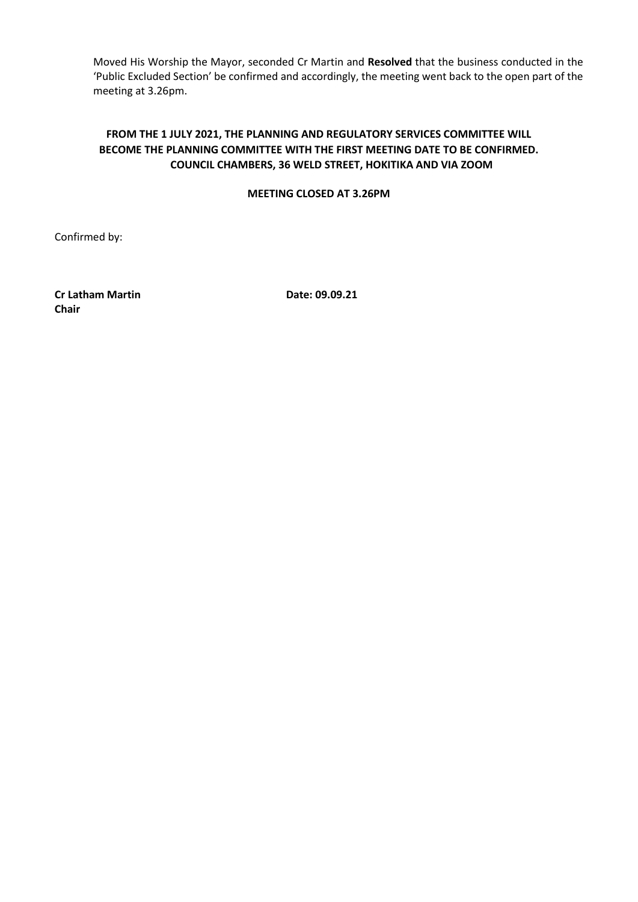Moved His Worship the Mayor, seconded Cr Martin and **Resolved** that the business conducted in the 'Public Excluded Section' be confirmed and accordingly, the meeting went back to the open part of the meeting at 3.26pm.

**FROM THE 1 JULY 2021, THE PLANNING AND REGULATORY SERVICES COMMITTEE WILL BECOME THE PLANNING COMMITTEE WITH THE FIRST MEETING DATE TO BE CONFIRMED. COUNCIL CHAMBERS, 36 WELD STREET, HOKITIKA AND VIA ZOOM**

**MEETING CLOSED AT 3.26PM**

Confirmed by:

**Cr Latham Martin**
**Chair**

**Date: 09.09.21**